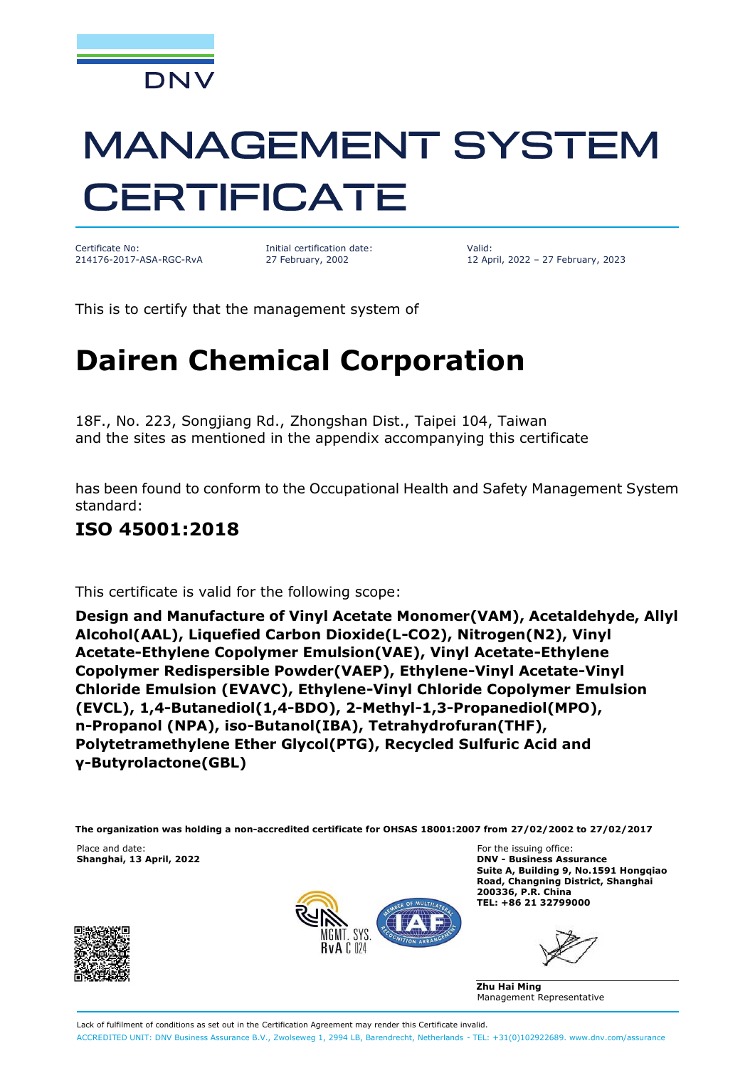DNV

# MANAGEMENT SYSTEM CERTIFICATE

Certificate No:
214176-2017-ASA-RGC-RvA

Initial certification date:
27 February, 2002

Valid:
12 April, 2022 – 27 February, 2023

This is to certify that the management system of

## Dairen Chemical Corporation

18F., No. 223, Songjiang Rd., Zhongshan Dist., Taipei 104, Taiwan
and the sites as mentioned in the appendix accompanying this certificate

has been found to conform to the Occupational Health and Safety Management System standard:

### ISO 45001:2018

This certificate is valid for the following scope:

**Design and Manufacture of Vinyl Acetate Monomer(VAM), Acetaldehyde, Allyl Alcohol(AAL), Liquefied Carbon Dioxide(L-CO2), Nitrogen(N2), Vinyl Acetate-Ethylene Copolymer Emulsion(VAE), Vinyl Acetate-Ethylene Copolymer Redispersible Powder(VAEP), Ethylene-Vinyl Acetate-Vinyl Chloride Emulsion (EVAVC), Ethylene-Vinyl Chloride Copolymer Emulsion (EVCL), 1,4-Butanediol(1,4-BDO), 2-Methyl-1,3-Propanediol(MPO), n-Propanol (NPA), iso-Butanol(IBA), Tetrahydrofuran(THF), Polytetramethylene Ether Glycol(PTG), Recycled Sulfuric Acid and γ-Butyrolactone(GBL)**

**The organization was holding a non-accredited certificate for OHSAS 18001:2007 from 27/02/2002 to 27/02/2017**

Place and date:
**Shanghai, 13 April, 2022**

For the issuing office:
**DNV - Business Assurance**
**Suite A, Building 9, No.1591 Hongqiao Road, Changning District, Shanghai 200336, P.R. China**
**TEL: +86 21 32799000**

MGMT. SYS.
RvA C 024

**Zhu Hai Ming**
Management Representative

Lack of fulfilment of conditions as set out in the Certification Agreement may render this Certificate invalid.

ACCREDITED UNIT: DNV Business Assurance B.V., Zwolseweg 1, 2994 LB, Barendrecht, Netherlands - TEL: +31(0)102922689. www.dnv.com/assurance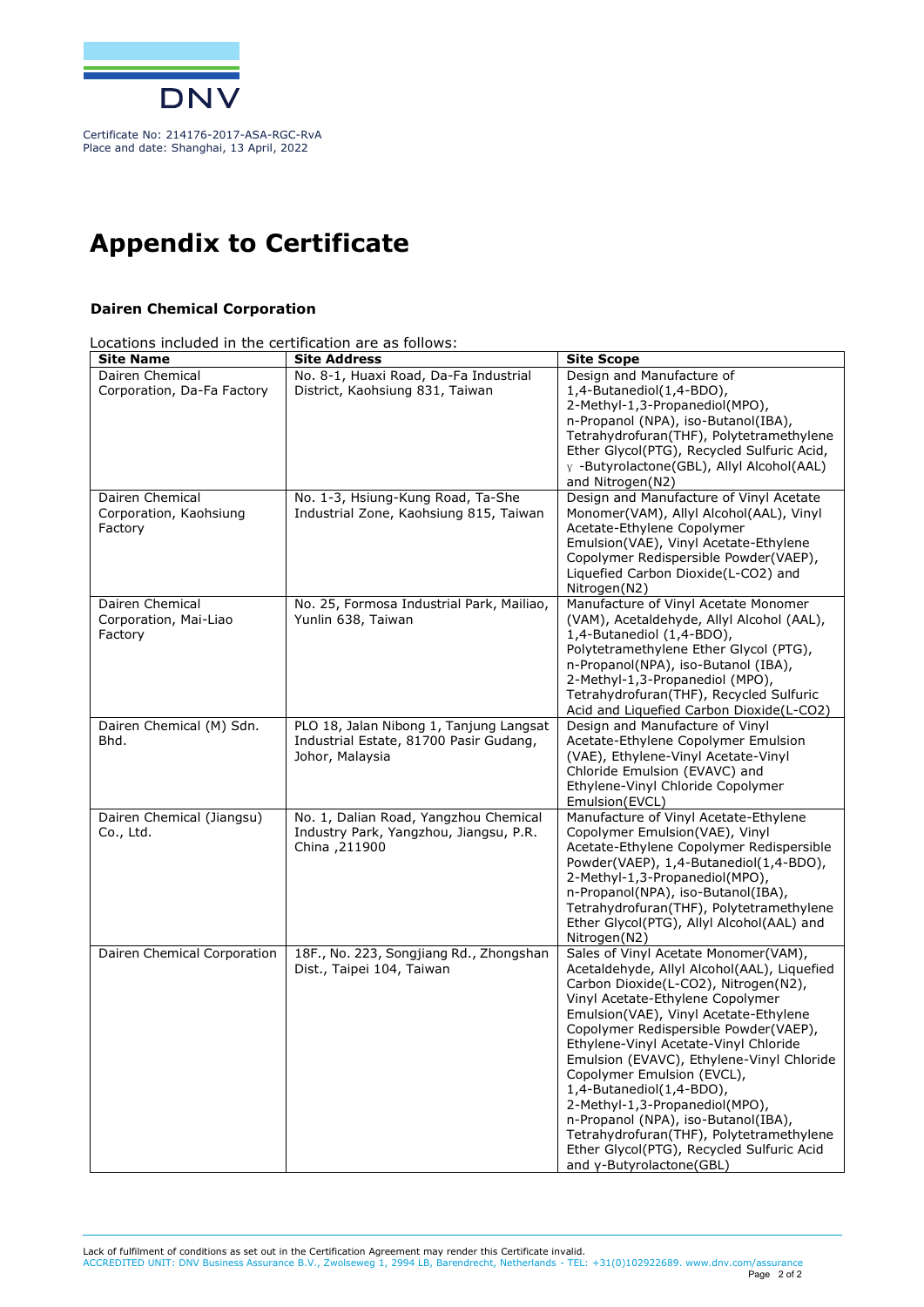Certificate No: 214176-2017-ASA-RGC-RvA
Place and date: Shanghai, 13 April, 2022

# Appendix to Certificate

**Dairen Chemical Corporation**

Locations included in the certification are as follows:

| Site Name | Site Address | Site Scope |
|---|---|---|
| Dairen Chemical Corporation, Da-Fa Factory | No. 8-1, Huaxi Road, Da-Fa Industrial District, Kaohsiung 831, Taiwan | Design and Manufacture of 1,4-Butanediol(1,4-BDO), 2-Methyl-1,3-Propanediol(MPO), n-Propanol (NPA), iso-Butanol(IBA), Tetrahydrofuran(THF), Polytetramethylene Ether Glycol(PTG), Recycled Sulfuric Acid, γ -Butyrolactone(GBL), Allyl Alcohol(AAL) and Nitrogen(N2) |
| Dairen Chemical Corporation, Kaohsiung Factory | No. 1-3, Hsiung-Kung Road, Ta-She Industrial Zone, Kaohsiung 815, Taiwan | Design and Manufacture of Vinyl Acetate Monomer(VAM), Allyl Alcohol(AAL), Vinyl Acetate-Ethylene Copolymer Emulsion(VAE), Vinyl Acetate-Ethylene Copolymer Redispersible Powder(VAEP), Liquefied Carbon Dioxide(L-CO2) and Nitrogen(N2) |
| Dairen Chemical Corporation, Mai-Liao Factory | No. 25, Formosa Industrial Park, Mailiao, Yunlin 638, Taiwan | Manufacture of Vinyl Acetate Monomer (VAM), Acetaldehyde, Allyl Alcohol (AAL), 1,4-Butanediol (1,4-BDO), Polytetramethylene Ether Glycol (PTG), n-Propanol(NPA), iso-Butanol (IBA), 2-Methyl-1,3-Propanediol (MPO), Tetrahydrofuran(THF), Recycled Sulfuric Acid and Liquefied Carbon Dioxide(L-CO2) |
| Dairen Chemical (M) Sdn. Bhd. | PLO 18, Jalan Nibong 1, Tanjung Langsat Industrial Estate, 81700 Pasir Gudang, Johor, Malaysia | Design and Manufacture of Vinyl Acetate-Ethylene Copolymer Emulsion (VAE), Ethylene-Vinyl Acetate-Vinyl Chloride Emulsion (EVAVC) and Ethylene-Vinyl Chloride Copolymer Emulsion(EVCL) |
| Dairen Chemical (Jiangsu) Co., Ltd. | No. 1, Dalian Road, Yangzhou Chemical Industry Park, Yangzhou, Jiangsu, P.R. China ,211900 | Manufacture of Vinyl Acetate-Ethylene Copolymer Emulsion(VAE), Vinyl Acetate-Ethylene Copolymer Redispersible Powder(VAEP), 1,4-Butanediol(1,4-BDO), 2-Methyl-1,3-Propanediol(MPO), n-Propanol(NPA), iso-Butanol(IBA), Tetrahydrofuran(THF), Polytetramethylene Ether Glycol(PTG), Allyl Alcohol(AAL) and Nitrogen(N2) |
| Dairen Chemical Corporation | 18F., No. 223, Songjiang Rd., Zhongshan Dist., Taipei 104, Taiwan | Sales of Vinyl Acetate Monomer(VAM), Acetaldehyde, Allyl Alcohol(AAL), Liquefied Carbon Dioxide(L-CO2), Nitrogen(N2), Vinyl Acetate-Ethylene Copolymer Emulsion(VAE), Vinyl Acetate-Ethylene Copolymer Redispersible Powder(VAEP), Ethylene-Vinyl Acetate-Vinyl Chloride Emulsion (EVAVC), Ethylene-Vinyl Chloride Copolymer Emulsion (EVCL), 1,4-Butanediol(1,4-BDO), 2-Methyl-1,3-Propanediol(MPO), n-Propanol (NPA), iso-Butanol(IBA), Tetrahydrofuran(THF), Polytetramethylene Ether Glycol(PTG), Recycled Sulfuric Acid and γ-Butyrolactone(GBL) |

Lack of fulfilment of conditions as set out in the Certification Agreement may render this Certificate invalid.
ACCREDITED UNIT: DNV Business Assurance B.V., Zwolseweg 1, 2994 LB, Barendrecht, Netherlands - TEL: +31(0)102922689. www.dnv.com/assurance